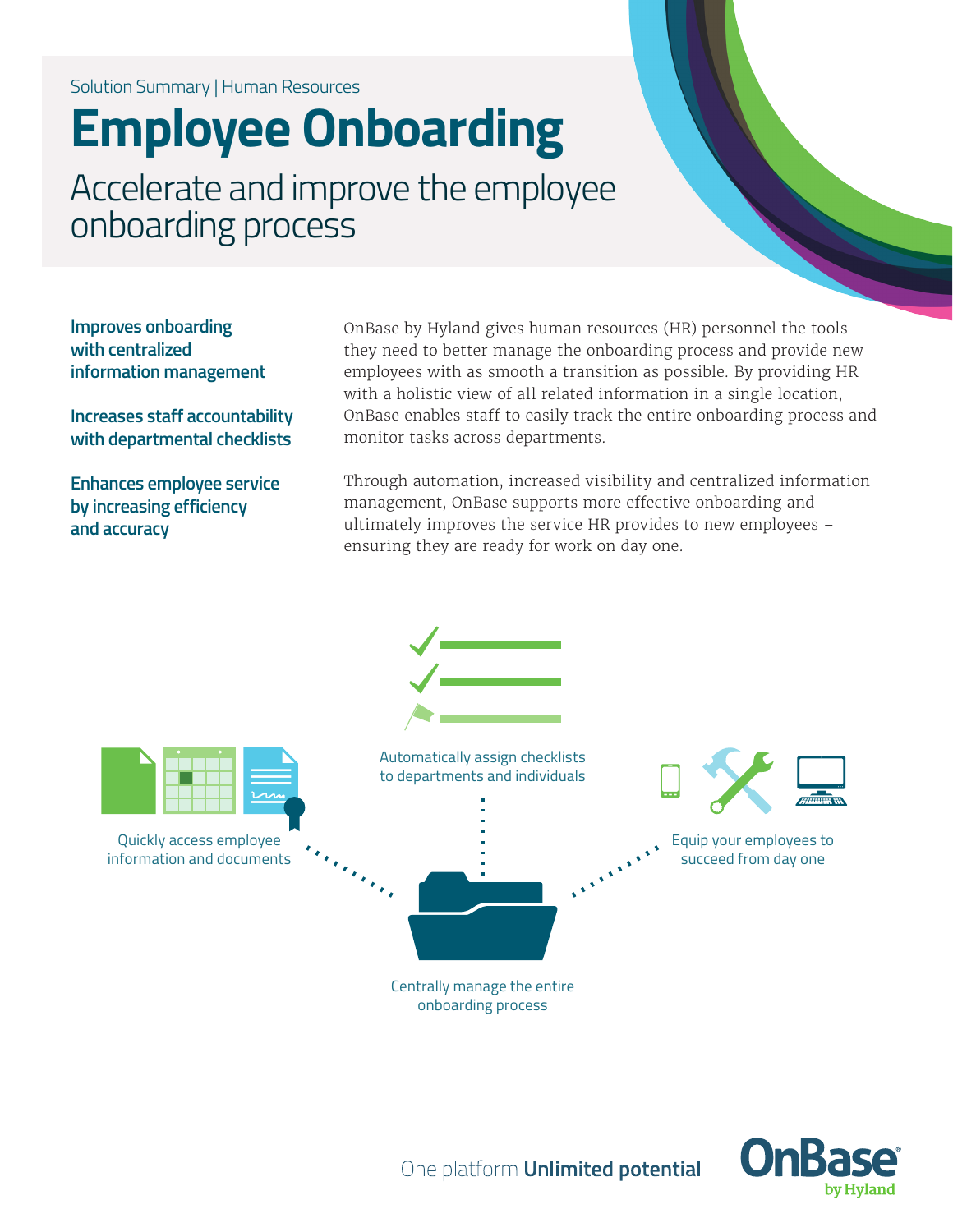Solution Summary | Human Resources

# Employee Onboarding

## Accelerate and improve the employee onboarding process

**Improves onboarding with centralized information management**

**Increases staff accountability with departmental checklists**

**Enhances employee service by increasing efficiency and accuracy**

OnBase by Hyland gives human resources (HR) personnel the tools they need to better manage the onboarding process and provide new employees with as smooth a transition as possible. By providing HR with a holistic view of all related information in a single location, OnBase enables staff to easily track the entire onboarding process and monitor tasks across departments.

Through automation, increased visibility and centralized information management, OnBase supports more effective onboarding and ultimately improves the service HR provides to new employees – ensuring they are ready for work on day one.

Automatically assign checklists to departments and individuals

Quickly access employee information and documents

Equip your employees to succeed from day one

Centrally manage the entire onboarding process

One platform **Unlimited potential**

OnBase by Hyland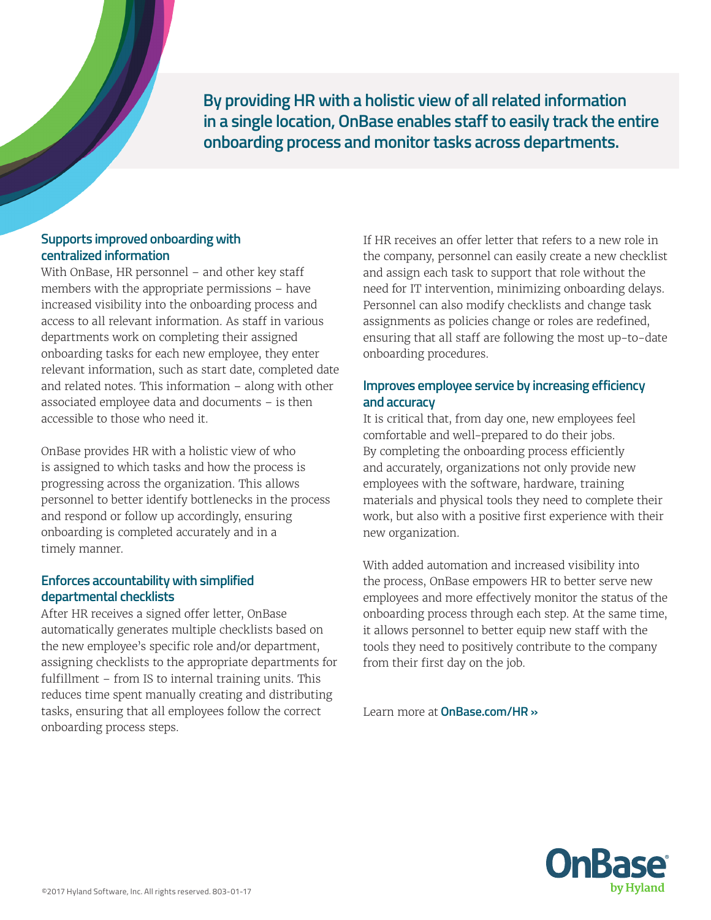**By providing HR with a holistic view of all related information in a single location, OnBase enables staff to easily track the entire onboarding process and monitor tasks across departments.**

### Supports improved onboarding with centralized information

With OnBase, HR personnel – and other key staff members with the appropriate permissions – have increased visibility into the onboarding process and access to all relevant information. As staff in various departments work on completing their assigned onboarding tasks for each new employee, they enter relevant information, such as start date, completed date and related notes. This information – along with other associated employee data and documents – is then accessible to those who need it.

OnBase provides HR with a holistic view of who is assigned to which tasks and how the process is progressing across the organization. This allows personnel to better identify bottlenecks in the process and respond or follow up accordingly, ensuring onboarding is completed accurately and in a timely manner.

### Enforces accountability with simplified departmental checklists

After HR receives a signed offer letter, OnBase automatically generates multiple checklists based on the new employee's specific role and/or department, assigning checklists to the appropriate departments for fulfillment – from IS to internal training units. This reduces time spent manually creating and distributing tasks, ensuring that all employees follow the correct onboarding process steps.

If HR receives an offer letter that refers to a new role in the company, personnel can easily create a new checklist and assign each task to support that role without the need for IT intervention, minimizing onboarding delays. Personnel can also modify checklists and change task assignments as policies change or roles are redefined, ensuring that all staff are following the most up-to-date onboarding procedures.

### Improves employee service by increasing efficiency and accuracy

It is critical that, from day one, new employees feel comfortable and well-prepared to do their jobs. By completing the onboarding process efficiently and accurately, organizations not only provide new employees with the software, hardware, training materials and physical tools they need to complete their work, but also with a positive first experience with their new organization.

With added automation and increased visibility into the process, OnBase empowers HR to better serve new employees and more effectively monitor the status of the onboarding process through each step. At the same time, it allows personnel to better equip new staff with the tools they need to positively contribute to the company from their first day on the job.

Learn more at **OnBase.com/HR ››**

©2017 Hyland Software, Inc. All rights reserved. 803-01-17